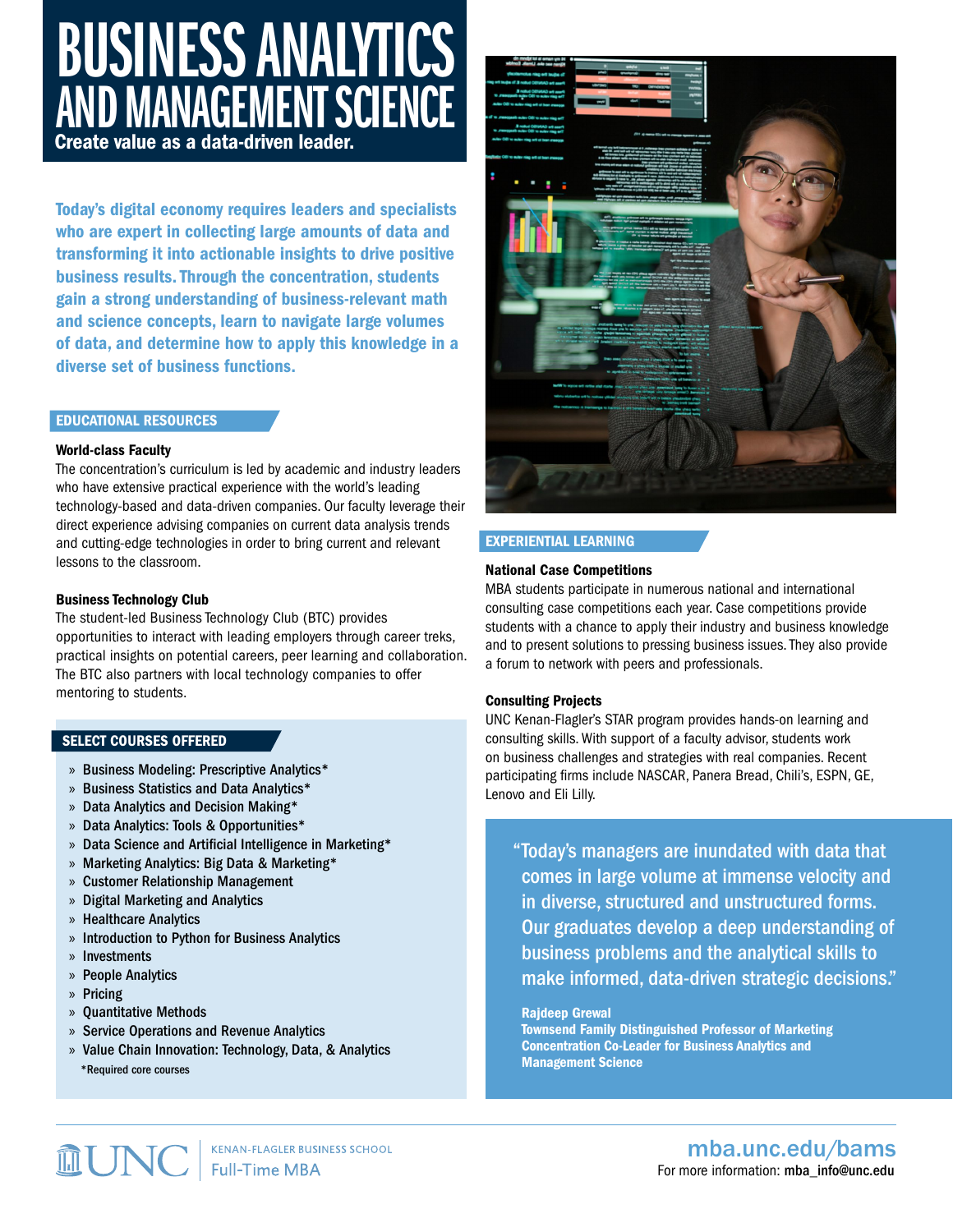# BUSINESS ANALYTICS AND MANAGEMENT SCIENCE

**Create value as a data-driven leader.**

**Today's digital economy requires leaders and specialists who are expert in collecting large amounts of data and transforming it into actionable insights to drive positive business results. Through the concentration, students gain a strong understanding of business-relevant math and science concepts, learn to navigate large volumes of data, and determine how to apply this knowledge in a diverse set of business functions.**

## EDUCATIONAL RESOURCES

### World-class Faculty

The concentration's curriculum is led by academic and industry leaders who have extensive practical experience with the world's leading technology-based and data-driven companies. Our faculty leverage their direct experience advising companies on current data analysis trends and cutting-edge technologies in order to bring current and relevant lessons to the classroom.

### Business Technology Club

The student-led Business Technology Club (BTC) provides opportunities to interact with leading employers through career treks, practical insights on potential careers, peer learning and collaboration. The BTC also partners with local technology companies to offer mentoring to students.

## SELECT COURSES OFFERED

- Business Modeling: Prescriptive Analytics*
- Business Statistics and Data Analytics*
- Data Analytics and Decision Making*
- Data Analytics: Tools & Opportunities*
- Data Science and Artificial Intelligence in Marketing*
- Marketing Analytics: Big Data & Marketing*
- Customer Relationship Management
- Digital Marketing and Analytics
- Healthcare Analytics
- Introduction to Python for Business Analytics
- Investments
- People Analytics
- Pricing
- Quantitative Methods
- Service Operations and Revenue Analytics
- Value Chain Innovation: Technology, Data, & Analytics

*Required core courses

## EXPERIENTIAL LEARNING

### National Case Competitions

MBA students participate in numerous national and international consulting case competitions each year. Case competitions provide students with a chance to apply their industry and business knowledge and to present solutions to pressing business issues. They also provide a forum to network with peers and professionals.

### Consulting Projects

UNC Kenan-Flagler's STAR program provides hands-on learning and consulting skills. With support of a faculty advisor, students work on business challenges and strategies with real companies. Recent participating firms include NASCAR, Panera Bread, Chili's, ESPN, GE, Lenovo and Eli Lilly.

> "Today's managers are inundated with data that comes in large volume at immense velocity and in diverse, structured and unstructured forms. Our graduates develop a deep understanding of business problems and the analytical skills to make informed, data-driven strategic decisions."
>
> **Rajdeep Grewal**
> **Townsend Family Distinguished Professor of Marketing**
> **Concentration Co-Leader for Business Analytics and Management Science**

UNC | KENAN-FLAGLER BUSINESS SCHOOL | Full-Time MBA

**mba.unc.edu/bams**

For more information: **mba_info@unc.edu**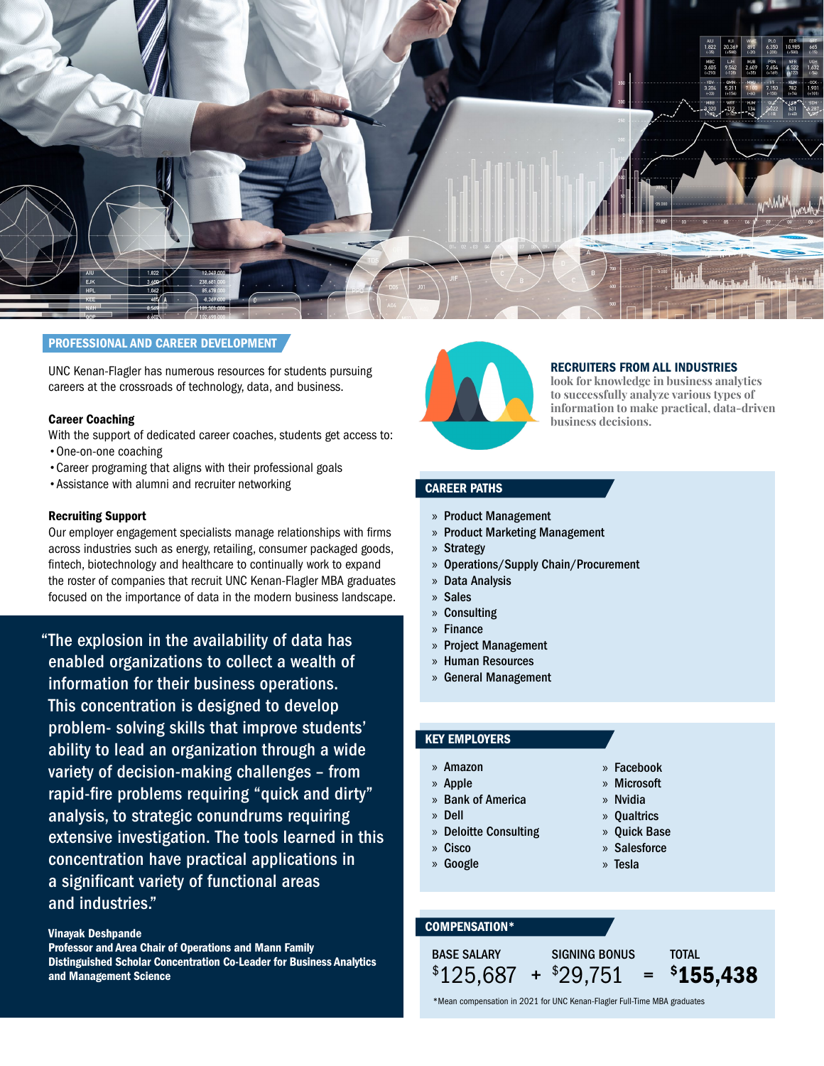## PROFESSIONAL AND CAREER DEVELOPMENT

UNC Kenan-Flagler has numerous resources for students pursuing careers at the crossroads of technology, data, and business.

### Career Coaching

With the support of dedicated career coaches, students get access to:

- One-on-one coaching
- Career programing that aligns with their professional goals
- Assistance with alumni and recruiter networking

### Recruiting Support

Our employer engagement specialists manage relationships with firms across industries such as energy, retailing, consumer packaged goods, fintech, biotechnology and healthcare to continually work to expand the roster of companies that recruit UNC Kenan-Flagler MBA graduates focused on the importance of data in the modern business landscape.

> "The explosion in the availability of data has enabled organizations to collect a wealth of information for their business operations. This concentration is designed to develop problem- solving skills that improve students' ability to lead an organization through a wide variety of decision-making challenges – from rapid-fire problems requiring "quick and dirty" analysis, to strategic conundrums requiring extensive investigation. The tools learned in this concentration have practical applications in a significant variety of functional areas and industries."

**Vinayak Deshpande**
**Professor and Area Chair of Operations and Mann Family Distinguished Scholar Concentration Co-Leader for Business Analytics and Management Science**

## RECRUITERS FROM ALL INDUSTRIES

look for knowledge in business analytics to successfully analyze various types of information to make practical, data-driven business decisions.

## CAREER PATHS

- Product Management
- Product Marketing Management
- Strategy
- Operations/Supply Chain/Procurement
- Data Analysis
- Sales
- Consulting
- Finance
- Project Management
- Human Resources
- General Management

## KEY EMPLOYERS

- Amazon
- Apple
- Bank of America
- Dell
- Deloitte Consulting
- Cisco
- Google
- Facebook
- Microsoft
- Nvidia
- Qualtrics
- Quick Base
- Salesforce
- Tesla

## COMPENSATION*

| BASE SALARY | | SIGNING BONUS | | TOTAL |
|---|---|---|---|---|
| $125,687 | + | $29,751 | = | **$155,438** |

*Mean compensation in 2021 for UNC Kenan-Flagler Full-Time MBA graduates